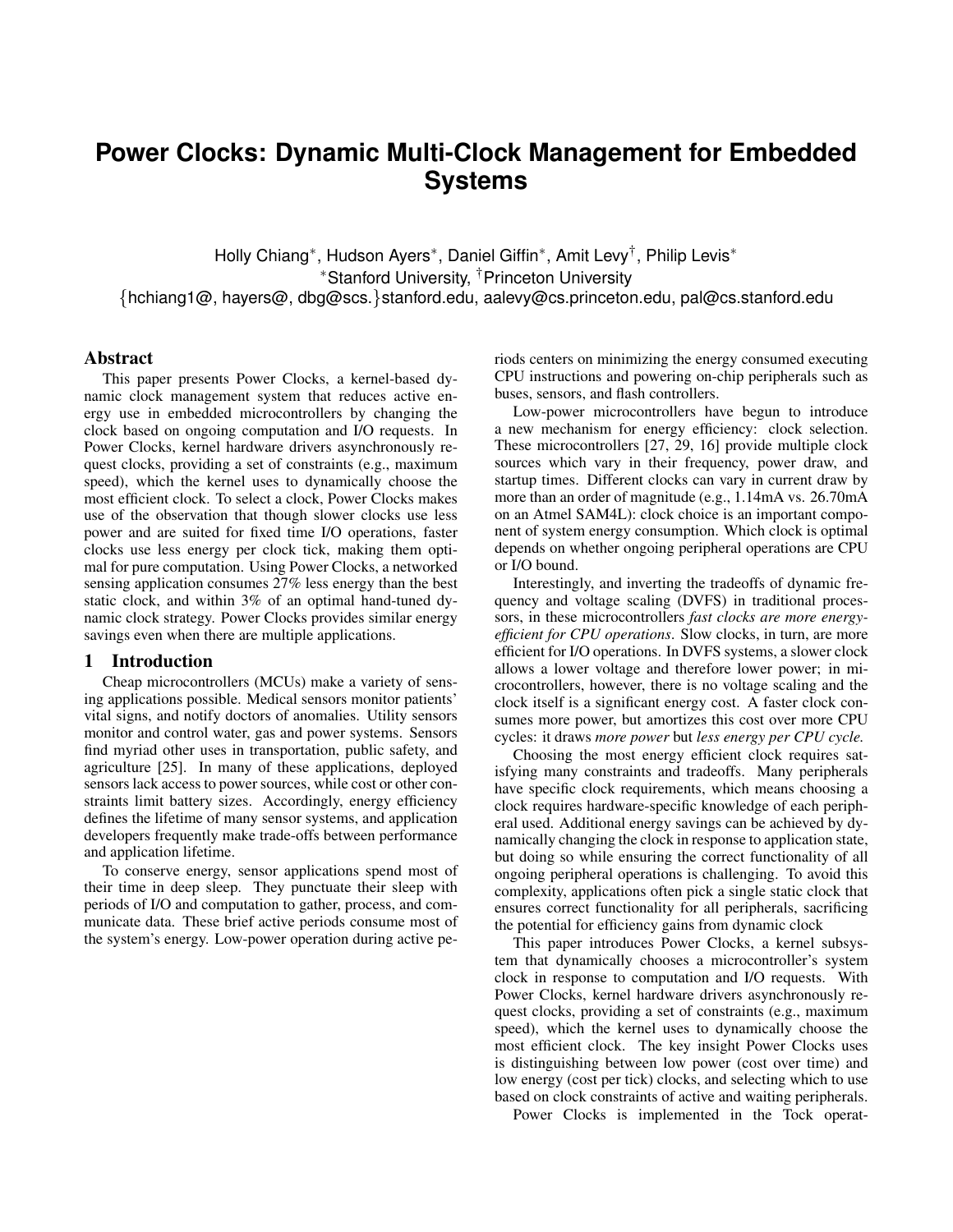// Power Clocks: Dynamic Multi-Clock Management for Embedded Systems

Holly Chiang[*], Hudson Ayers[*], Daniel Giffin[*], Amit Levy[†], Philip Levis[*]
[*]Stanford University, [†]Princeton University
{hchiang1@, hayers@, dbg@scs.}stanford.edu, aalevy@cs.princeton.edu, pal@cs.stanford.edu

## Abstract

This paper presents Power Clocks, a kernel-based dynamic clock management system that reduces active energy use in embedded microcontrollers by changing the clock based on ongoing computation and I/O requests. In Power Clocks, kernel hardware drivers asynchronously request clocks, providing a set of constraints (e.g., maximum speed), which the kernel uses to dynamically choose the most efficient clock. To select a clock, Power Clocks makes use of the observation that though slower clocks use less power and are suited for fixed time I/O operations, faster clocks use less energy per clock tick, making them optimal for pure computation. Using Power Clocks, a networked sensing application consumes 27% less energy than the best static clock, and within 3% of an optimal hand-tuned dynamic clock strategy. Power Clocks provides similar energy savings even when there are multiple applications.

## 1 Introduction

Cheap microcontrollers (MCUs) make a variety of sensing applications possible. Medical sensors monitor patients' vital signs, and notify doctors of anomalies. Utility sensors monitor and control water, gas and power systems. Sensors find myriad other uses in transportation, public safety, and agriculture [25]. In many of these applications, deployed sensors lack access to power sources, while cost or other constraints limit battery sizes. Accordingly, energy efficiency defines the lifetime of many sensor systems, and application developers frequently make trade-offs between performance and application lifetime.

To conserve energy, sensor applications spend most of their time in deep sleep. They punctuate their sleep with periods of I/O and computation to gather, process, and communicate data. These brief active periods consume most of the system's energy. Low-power operation during active periods centers on minimizing the energy consumed executing CPU instructions and powering on-chip peripherals such as buses, sensors, and flash controllers.

Low-power microcontrollers have begun to introduce a new mechanism for energy efficiency: clock selection. These microcontrollers [27, 29, 16] provide multiple clock sources which vary in their frequency, power draw, and startup times. Different clocks can vary in current draw by more than an order of magnitude (e.g., 1.14mA vs. 26.70mA on an Atmel SAM4L): clock choice is an important component of system energy consumption. Which clock is optimal depends on whether ongoing peripheral operations are CPU or I/O bound.

Interestingly, and inverting the tradeoffs of dynamic frequency and voltage scaling (DVFS) in traditional processors, in these microcontrollers *fast clocks are more energy-efficient for CPU operations*. Slow clocks, in turn, are more efficient for I/O operations. In DVFS systems, a slower clock allows a lower voltage and therefore lower power; in microcontrollers, however, there is no voltage scaling and the clock itself is a significant energy cost. A faster clock consumes more power, but amortizes this cost over more CPU cycles: it draws *more power* but *less energy per CPU cycle.*

Choosing the most energy efficient clock requires satisfying many constraints and tradeoffs. Many peripherals have specific clock requirements, which means choosing a clock requires hardware-specific knowledge of each peripheral used. Additional energy savings can be achieved by dynamically changing the clock in response to application state, but doing so while ensuring the correct functionality of all ongoing peripheral operations is challenging. To avoid this complexity, applications often pick a single static clock that ensures correct functionality for all peripherals, sacrificing the potential for efficiency gains from dynamic clock

This paper introduces Power Clocks, a kernel subsystem that dynamically chooses a microcontroller's system clock in response to computation and I/O requests. With Power Clocks, kernel hardware drivers asynchronously request clocks, providing a set of constraints (e.g., maximum speed), which the kernel uses to dynamically choose the most efficient clock. The key insight Power Clocks uses is distinguishing between low power (cost over time) and low energy (cost per tick) clocks, and selecting which to use based on clock constraints of active and waiting peripherals.

Power Clocks is implemented in the Tock operat-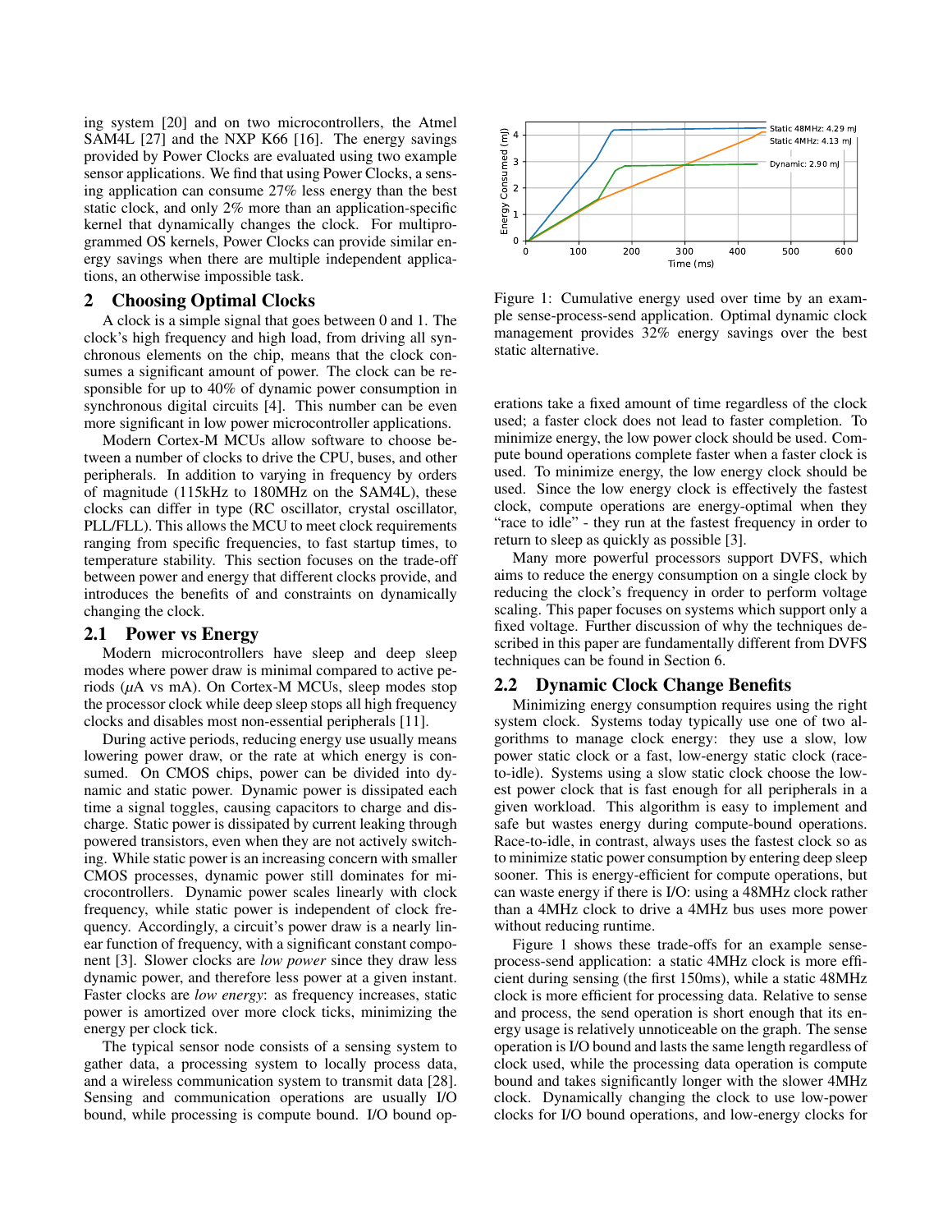ing system [20] and on two microcontrollers, the Atmel SAM4L [27] and the NXP K66 [16]. The energy savings provided by Power Clocks are evaluated using two example sensor applications. We find that using Power Clocks, a sensing application can consume 27% less energy than the best static clock, and only 2% more than an application-specific kernel that dynamically changes the clock. For multiprogrammed OS kernels, Power Clocks can provide similar energy savings when there are multiple independent applications, an otherwise impossible task.

## 2 Choosing Optimal Clocks

A clock is a simple signal that goes between 0 and 1. The clock's high frequency and high load, from driving all synchronous elements on the chip, means that the clock consumes a significant amount of power. The clock can be responsible for up to 40% of dynamic power consumption in synchronous digital circuits [4]. This number can be even more significant in low power microcontroller applications.

Modern Cortex-M MCUs allow software to choose between a number of clocks to drive the CPU, buses, and other peripherals. In addition to varying in frequency by orders of magnitude (115kHz to 180MHz on the SAM4L), these clocks can differ in type (RC oscillator, crystal oscillator, PLL/FLL). This allows the MCU to meet clock requirements ranging from specific frequencies, to fast startup times, to temperature stability. This section focuses on the trade-off between power and energy that different clocks provide, and introduces the benefits of and constraints on dynamically changing the clock.

### 2.1 Power vs Energy

Modern microcontrollers have sleep and deep sleep modes where power draw is minimal compared to active periods ($\mu$A vs mA). On Cortex-M MCUs, sleep modes stop the processor clock while deep sleep stops all high frequency clocks and disables most non-essential peripherals [11].

During active periods, reducing energy use usually means lowering power draw, or the rate at which energy is consumed. On CMOS chips, power can be divided into dynamic and static power. Dynamic power is dissipated each time a signal toggles, causing capacitors to charge and discharge. Static power is dissipated by current leaking through powered transistors, even when they are not actively switching. While static power is an increasing concern with smaller CMOS processes, dynamic power still dominates for microcontrollers. Dynamic power scales linearly with clock frequency, while static power is independent of clock frequency. Accordingly, a circuit's power draw is a nearly linear function of frequency, with a significant constant component [3]. Slower clocks are *low power* since they draw less dynamic power, and therefore less power at a given instant. Faster clocks are *low energy*: as frequency increases, static power is amortized over more clock ticks, minimizing the energy per clock tick.

The typical sensor node consists of a sensing system to gather data, a processing system to locally process data, and a wireless communication system to transmit data [28]. Sensing and communication operations are usually I/O bound, while processing is compute bound. I/O bound operations take a fixed amount of time regardless of the clock used; a faster clock does not lead to faster completion. To minimize energy, the low power clock should be used. Compute bound operations complete faster when a faster clock is used. To minimize energy, the low energy clock should be used. Since the low energy clock is effectively the fastest clock, compute operations are energy-optimal when they "race to idle" - they run at the fastest frequency in order to return to sleep as quickly as possible [3].

Many more powerful processors support DVFS, which aims to reduce the energy consumption on a single clock by reducing the clock's frequency in order to perform voltage scaling. This paper focuses on systems which support only a fixed voltage. Further discussion of why the techniques described in this paper are fundamentally different from DVFS techniques can be found in Section 6.

Figure 1: Cumulative energy used over time by an example sense-process-send application. Optimal dynamic clock management provides 32% energy savings over the best static alternative.

### 2.2 Dynamic Clock Change Benefits

Minimizing energy consumption requires using the right system clock. Systems today typically use one of two algorithms to manage clock energy: they use a slow, low power static clock or a fast, low-energy static clock (race-to-idle). Systems using a slow static clock choose the lowest power clock that is fast enough for all peripherals in a given workload. This algorithm is easy to implement and safe but wastes energy during compute-bound operations. Race-to-idle, in contrast, always uses the fastest clock so as to minimize static power consumption by entering deep sleep sooner. This is energy-efficient for compute operations, but can waste energy if there is I/O: using a 48MHz clock rather than a 4MHz clock to drive a 4MHz bus uses more power without reducing runtime.

Figure 1 shows these trade-offs for an example sense-process-send application: a static 4MHz clock is more efficient during sensing (the first 150ms), while a static 48MHz clock is more efficient for processing data. Relative to sense and process, the send operation is short enough that its energy usage is relatively unnoticeable on the graph. The sense operation is I/O bound and lasts the same length regardless of clock used, while the processing data operation is compute bound and takes significantly longer with the slower 4MHz clock. Dynamically changing the clock to use low-power clocks for I/O bound operations, and low-energy clocks for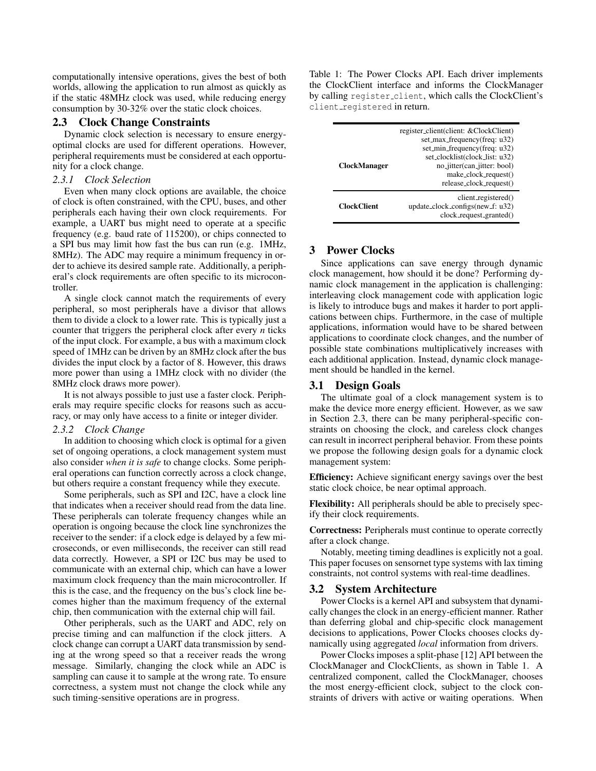computationally intensive operations, gives the best of both worlds, allowing the application to run almost as quickly as if the static 48MHz clock was used, while reducing energy consumption by 30-32% over the static clock choices.

## 2.3 Clock Change Constraints

Dynamic clock selection is necessary to ensure energy-optimal clocks are used for different operations. However, peripheral requirements must be considered at each opportunity for a clock change.

### 2.3.1 Clock Selection

Even when many clock options are available, the choice of clock is often constrained, with the CPU, buses, and other peripherals each having their own clock requirements. For example, a UART bus might need to operate at a specific frequency (e.g. baud rate of 115200), or chips connected to a SPI bus may limit how fast the bus can run (e.g. 1MHz, 8MHz). The ADC may require a minimum frequency in order to achieve its desired sample rate. Additionally, a peripheral's clock requirements are often specific to its microcontroller.

A single clock cannot match the requirements of every peripheral, so most peripherals have a divisor that allows them to divide a clock to a lower rate. This is typically just a counter that triggers the peripheral clock after every *n* ticks of the input clock. For example, a bus with a maximum clock speed of 1MHz can be driven by an 8MHz clock after the bus divides the input clock by a factor of 8. However, this draws more power than using a 1MHz clock with no divider (the 8MHz clock draws more power).

It is not always possible to just use a faster clock. Peripherals may require specific clocks for reasons such as accuracy, or may only have access to a finite or integer divider.

### 2.3.2 Clock Change

In addition to choosing which clock is optimal for a given set of ongoing operations, a clock management system must also consider *when it is safe* to change clocks. Some peripheral operations can function correctly across a clock change, but others require a constant frequency while they execute.

Some peripherals, such as SPI and I2C, have a clock line that indicates when a receiver should read from the data line. These peripherals can tolerate frequency changes while an operation is ongoing because the clock line synchronizes the receiver to the sender: if a clock edge is delayed by a few microseconds, or even milliseconds, the receiver can still read data correctly. However, a SPI or I2C bus may be used to communicate with an external chip, which can have a lower maximum clock frequency than the main microcontroller. If this is the case, and the frequency on the bus's clock line becomes higher than the maximum frequency of the external chip, then communication with the external chip will fail.

Other peripherals, such as the UART and ADC, rely on precise timing and can malfunction if the clock jitters. A clock change can corrupt a UART data transmission by sending at the wrong speed so that a receiver reads the wrong message. Similarly, changing the clock while an ADC is sampling can cause it to sample at the wrong rate. To ensure correctness, a system must not change the clock while any such timing-sensitive operations are in progress.

Table 1: The Power Clocks API. Each driver implements the ClockClient interface and informs the ClockManager by calling `register_client`, which calls the ClockClient's `client_registered` in return.

| | |
|---|---|
| **ClockManager** | register_client(client: &ClockClient)<br>set_max_frequency(freq: u32)<br>set_min_frequency(freq: u32)<br>set_clocklist(clock_list: u32)<br>no_jitter(can_jitter: bool)<br>make_clock_request()<br>release_clock_request() |
| **ClockClient** | client_registered()<br>update_clock_configs(new_f: u32)<br>clock_request_granted() |

## 3 Power Clocks

Since applications can save energy through dynamic clock management, how should it be done? Performing dynamic clock management in the application is challenging: interleaving clock management code with application logic is likely to introduce bugs and makes it harder to port applications between chips. Furthermore, in the case of multiple applications, information would have to be shared between applications to coordinate clock changes, and the number of possible state combinations multiplicatively increases with each additional application. Instead, dynamic clock management should be handled in the kernel.

## 3.1 Design Goals

The ultimate goal of a clock management system is to make the device more energy efficient. However, as we saw in Section 2.3, there can be many peripheral-specific constraints on choosing the clock, and careless clock changes can result in incorrect peripheral behavior. From these points we propose the following design goals for a dynamic clock management system:

**Efficiency:** Achieve significant energy savings over the best static clock choice, be near optimal approach.

**Flexibility:** All peripherals should be able to precisely specify their clock requirements.

**Correctness:** Peripherals must continue to operate correctly after a clock change.

Notably, meeting timing deadlines is explicitly not a goal. This paper focuses on sensornet type systems with lax timing constraints, not control systems with real-time deadlines.

## 3.2 System Architecture

Power Clocks is a kernel API and subsystem that dynamically changes the clock in an energy-efficient manner. Rather than deferring global and chip-specific clock management decisions to applications, Power Clocks chooses clocks dynamically using aggregated *local* information from drivers.

Power Clocks imposes a split-phase [12] API between the ClockManager and ClockClients, as shown in Table 1. A centralized component, called the ClockManager, chooses the most energy-efficient clock, subject to the clock constraints of drivers with active or waiting operations. When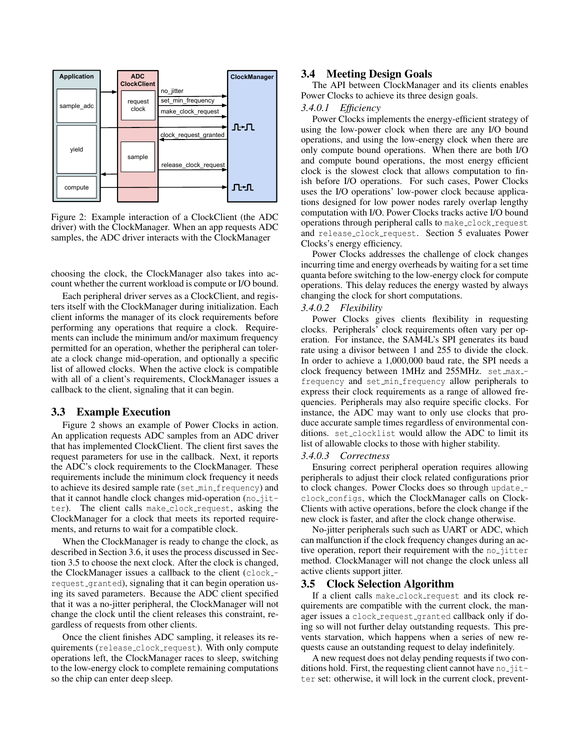Figure 2: Example interaction of a ClockClient (the ADC driver) with the ClockManager. When an app requests ADC samples, the ADC driver interacts with the ClockManager

choosing the clock, the ClockManager also takes into account whether the current workload is compute or I/O bound.

Each peripheral driver serves as a ClockClient, and registers itself with the ClockManager during initialization. Each client informs the manager of its clock requirements before performing any operations that require a clock. Requirements can include the minimum and/or maximum frequency permitted for an operation, whether the peripheral can tolerate a clock change mid-operation, and optionally a specific list of allowed clocks. When the active clock is compatible with all of a client's requirements, ClockManager issues a callback to the client, signaling that it can begin.

### 3.3 Example Execution

Figure 2 shows an example of Power Clocks in action. An application requests ADC samples from an ADC driver that has implemented ClockClient. The client first saves the request parameters for use in the callback. Next, it reports the ADC's clock requirements to the ClockManager. These requirements include the minimum clock frequency it needs to achieve its desired sample rate (`set_min_frequency`) and that it cannot handle clock changes mid-operation (`no_jitter`). The client calls `make_clock_request`, asking the ClockManager for a clock that meets its reported requirements, and returns to wait for a compatible clock.

When the ClockManager is ready to change the clock, as described in Section 3.6, it uses the process discussed in Section 3.5 to choose the next clock. After the clock is changed, the ClockManager issues a callback to the client (`clock_request_granted`), signaling that it can begin operation using its saved parameters. Because the ADC client specified that it was a no-jitter peripheral, the ClockManager will not change the clock until the client releases this constraint, regardless of requests from other clients.

Once the client finishes ADC sampling, it releases its requirements (`release_clock_request`). With only compute operations left, the ClockManager races to sleep, switching to the low-energy clock to complete remaining computations so the chip can enter deep sleep.

### 3.4 Meeting Design Goals

The API between ClockManager and its clients enables Power Clocks to achieve its three design goals.

#### 3.4.0.1 *Efficiency*

Power Clocks implements the energy-efficient strategy of using the low-power clock when there are any I/O bound operations, and using the low-energy clock when there are only compute bound operations. When there are both I/O and compute bound operations, the most energy efficient clock is the slowest clock that allows computation to finish before I/O operations. For such cases, Power Clocks uses the I/O operations' low-power clock because applications designed for low power nodes rarely overlap lengthy computation with I/O. Power Clocks tracks active I/O bound operations through peripheral calls to `make_clock_request` and `release_clock_request`. Section 5 evaluates Power Clocks's energy efficiency.

Power Clocks addresses the challenge of clock changes incurring time and energy overheads by waiting for a set time quanta before switching to the low-energy clock for compute operations. This delay reduces the energy wasted by always changing the clock for short computations.

#### 3.4.0.2 *Flexibility*

Power Clocks gives clients flexibility in requesting clocks. Peripherals' clock requirements often vary per operation. For instance, the SAM4L's SPI generates its baud rate using a divisor between 1 and 255 to divide the clock. In order to achieve a 1,000,000 baud rate, the SPI needs a clock frequency between 1MHz and 255MHz. `set_max_frequency` and `set_min_frequency` allow peripherals to express their clock requirements as a range of allowed frequencies. Peripherals may also require specific clocks. For instance, the ADC may want to only use clocks that produce accurate sample times regardless of environmental conditions. `set_clocklist` would allow the ADC to limit its list of allowable clocks to those with higher stability.

#### 3.4.0.3 *Correctness*

Ensuring correct peripheral operation requires allowing peripherals to adjust their clock related configurations prior to clock changes. Power Clocks does so through `update_clock_configs`, which the ClockManager calls on ClockClients with active operations, before the clock change if the new clock is faster, and after the clock change otherwise.

No-jitter peripherals such such as UART or ADC, which can malfunction if the clock frequency changes during an active operation, report their requirement with the `no_jitter` method. ClockManager will not change the clock unless all active clients support jitter.

### 3.5 Clock Selection Algorithm

If a client calls `make_clock_request` and its clock requirements are compatible with the current clock, the manager issues a `clock_request_granted` callback only if doing so will not further delay outstanding requests. This prevents starvation, which happens when a series of new requests cause an outstanding request to delay indefinitely.

A new request does not delay pending requests if two conditions hold. First, the requesting client cannot have `no_jitter` set: otherwise, it will lock in the current clock, prevent-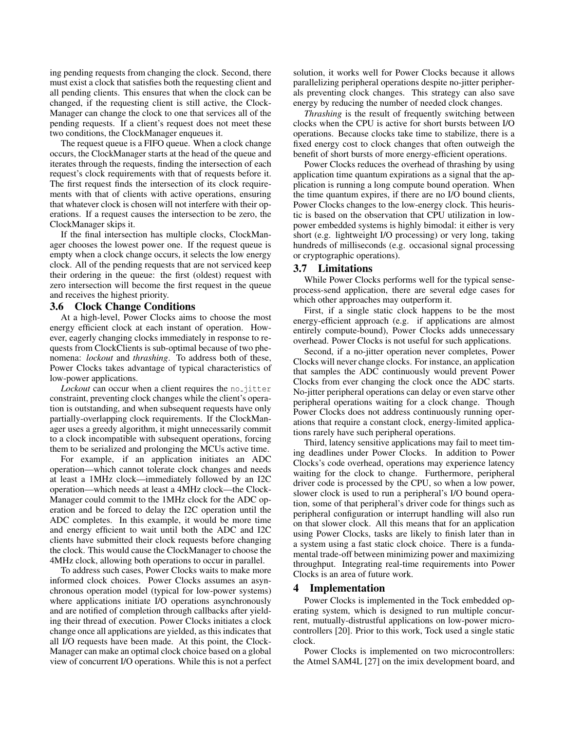ing pending requests from changing the clock. Second, there must exist a clock that satisfies both the requesting client and all pending clients. This ensures that when the clock can be changed, if the requesting client is still active, the ClockManager can change the clock to one that services all of the pending requests. If a client's request does not meet these two conditions, the ClockManager enqueues it.

The request queue is a FIFO queue. When a clock change occurs, the ClockManager starts at the head of the queue and iterates through the requests, finding the intersection of each request's clock requirements with that of requests before it. The first request finds the intersection of its clock requirements with that of clients with active operations, ensuring that whatever clock is chosen will not interfere with their operations. If a request causes the intersection to be zero, the ClockManager skips it.

If the final intersection has multiple clocks, ClockManager chooses the lowest power one. If the request queue is empty when a clock change occurs, it selects the low energy clock. All of the pending requests that are not serviced keep their ordering in the queue: the first (oldest) request with zero intersection will become the first request in the queue and receives the highest priority.

### 3.6 Clock Change Conditions

At a high-level, Power Clocks aims to choose the most energy efficient clock at each instant of operation. However, eagerly changing clocks immediately in response to requests from ClockClients is sub-optimal because of two phenomena: *lockout* and *thrashing*. To address both of these, Power Clocks takes advantage of typical characteristics of low-power applications.

*Lockout* can occur when a client requires the `no_jitter` constraint, preventing clock changes while the client's operation is outstanding, and when subsequent requests have only partially-overlapping clock requirements. If the ClockManager uses a greedy algorithm, it might unnecessarily commit to a clock incompatible with subsequent operations, forcing them to be serialized and prolonging the MCUs active time.

For example, if an application initiates an ADC operation—which cannot tolerate clock changes and needs at least a 1MHz clock—immediately followed by an I2C operation—which needs at least a 4MHz clock—the ClockManager could commit to the 1MHz clock for the ADC operation and be forced to delay the I2C operation until the ADC completes. In this example, it would be more time and energy efficient to wait until both the ADC and I2C clients have submitted their clock requests before changing the clock. This would cause the ClockManager to choose the 4MHz clock, allowing both operations to occur in parallel.

To address such cases, Power Clocks waits to make more informed clock choices. Power Clocks assumes an asynchronous operation model (typical for low-power systems) where applications initiate I/O operations asynchronously and are notified of completion through callbacks after yielding their thread of execution. Power Clocks initiates a clock change once all applications are yielded, as this indicates that all I/O requests have been made. At this point, the ClockManager can make an optimal clock choice based on a global view of concurrent I/O operations. While this is not a perfect solution, it works well for Power Clocks because it allows parallelizing peripheral operations despite no-jitter peripherals preventing clock changes. This strategy can also save energy by reducing the number of needed clock changes.

*Thrashing* is the result of frequently switching between clocks when the CPU is active for short bursts between I/O operations. Because clocks take time to stabilize, there is a fixed energy cost to clock changes that often outweigh the benefit of short bursts of more energy-efficient operations.

Power Clocks reduces the overhead of thrashing by using application time quantum expirations as a signal that the application is running a long compute bound operation. When the time quantum expires, if there are no I/O bound clients, Power Clocks changes to the low-energy clock. This heuristic is based on the observation that CPU utilization in low-power embedded systems is highly bimodal: it either is very short (e.g. lightweight I/O processing) or very long, taking hundreds of milliseconds (e.g. occasional signal processing or cryptographic operations).

### 3.7 Limitations

While Power Clocks performs well for the typical sense-process-send application, there are several edge cases for which other approaches may outperform it.

First, if a single static clock happens to be the most energy-efficient approach (e.g. if applications are almost entirely compute-bound), Power Clocks adds unnecessary overhead. Power Clocks is not useful for such applications.

Second, if a no-jitter operation never completes, Power Clocks will never change clocks. For instance, an application that samples the ADC continuously would prevent Power Clocks from ever changing the clock once the ADC starts. No-jitter peripheral operations can delay or even starve other peripheral operations waiting for a clock change. Though Power Clocks does not address continuously running operations that require a constant clock, energy-limited applications rarely have such peripheral operations.

Third, latency sensitive applications may fail to meet timing deadlines under Power Clocks. In addition to Power Clocks's code overhead, operations may experience latency waiting for the clock to change. Furthermore, peripheral driver code is processed by the CPU, so when a low power, slower clock is used to run a peripheral's I/O bound operation, some of that peripheral's driver code for things such as peripheral configuration or interrupt handling will also run on that slower clock. All this means that for an application using Power Clocks, tasks are likely to finish later than in a system using a fast static clock choice. There is a fundamental trade-off between minimizing power and maximizing throughput. Integrating real-time requirements into Power Clocks is an area of future work.

## 4 Implementation

Power Clocks is implemented in the Tock embedded operating system, which is designed to run multiple concurrent, mutually-distrustful applications on low-power microcontrollers [20]. Prior to this work, Tock used a single static clock.

Power Clocks is implemented on two microcontrollers: the Atmel SAM4L [27] on the imix development board, and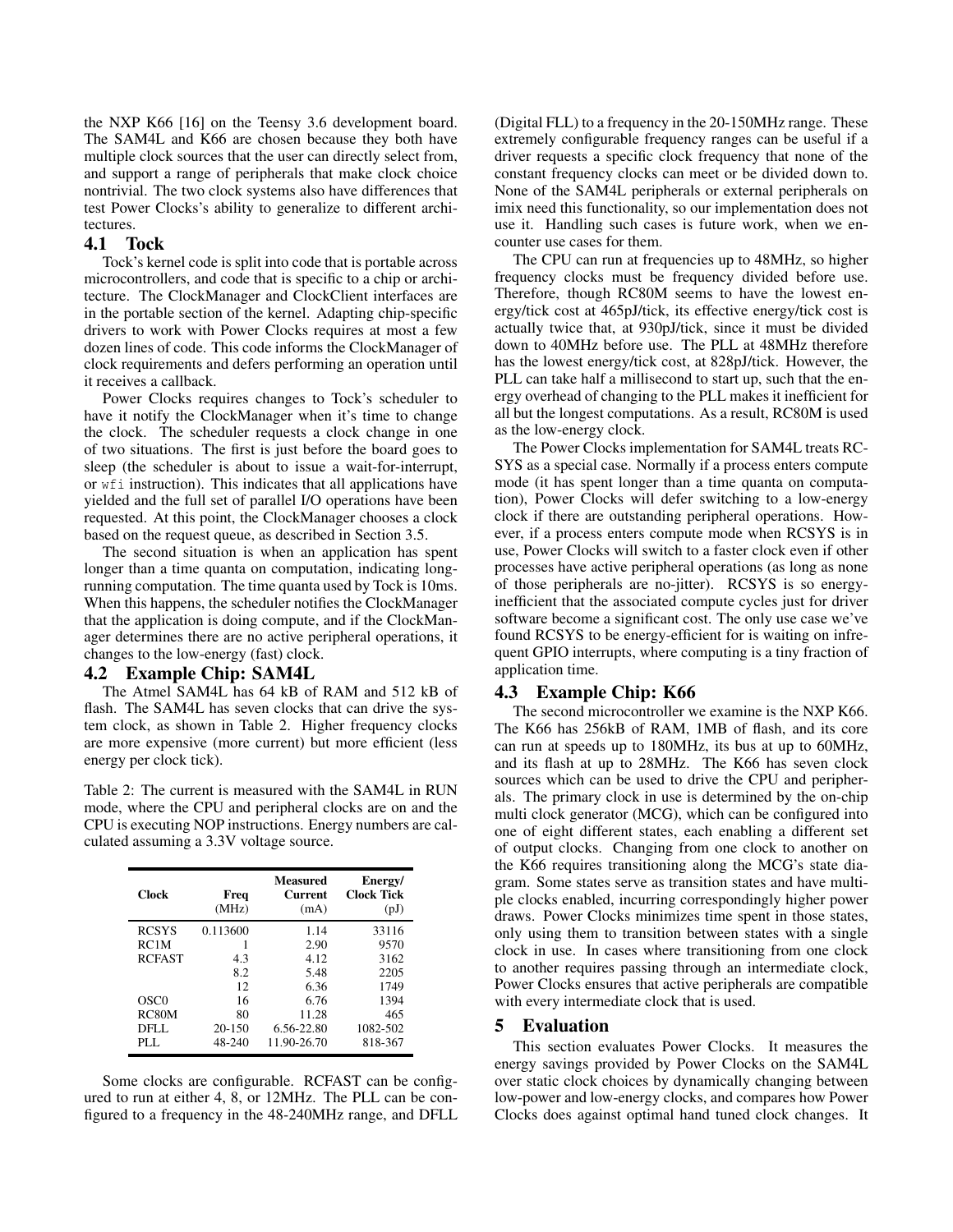the NXP K66 [16] on the Teensy 3.6 development board. The SAM4L and K66 are chosen because they both have multiple clock sources that the user can directly select from, and support a range of peripherals that make clock choice nontrivial. The two clock systems also have differences that test Power Clocks's ability to generalize to different architectures.

## 4.1 Tock

Tock's kernel code is split into code that is portable across microcontrollers, and code that is specific to a chip or architecture. The ClockManager and ClockClient interfaces are in the portable section of the kernel. Adapting chip-specific drivers to work with Power Clocks requires at most a few dozen lines of code. This code informs the ClockManager of clock requirements and defers performing an operation until it receives a callback.

Power Clocks requires changes to Tock's scheduler to have it notify the ClockManager when it's time to change the clock. The scheduler requests a clock change in one of two situations. The first is just before the board goes to sleep (the scheduler is about to issue a wait-for-interrupt, or `wfi` instruction). This indicates that all applications have yielded and the full set of parallel I/O operations have been requested. At this point, the ClockManager chooses a clock based on the request queue, as described in Section 3.5.

The second situation is when an application has spent longer than a time quanta on computation, indicating long-running computation. The time quanta used by Tock is 10ms. When this happens, the scheduler notifies the ClockManager that the application is doing compute, and if the ClockManager determines there are no active peripheral operations, it changes to the low-energy (fast) clock.

## 4.2 Example Chip: SAM4L

The Atmel SAM4L has 64 kB of RAM and 512 kB of flash. The SAM4L has seven clocks that can drive the system clock, as shown in Table 2. Higher frequency clocks are more expensive (more current) but more efficient (less energy per clock tick).

Table 2: The current is measured with the SAM4L in RUN mode, where the CPU and peripheral clocks are on and the CPU is executing NOP instructions. Energy numbers are calculated assuming a 3.3V voltage source.

| Clock | Freq (MHz) | Measured Current (mA) | Energy/ Clock Tick (pJ) |
|---|---|---|---|
| RCSYS | 0.113600 | 1.14 | 33116 |
| RC1M | 1 | 2.90 | 9570 |
| RCFAST | 4.3 | 4.12 | 3162 |
| | 8.2 | 5.48 | 2205 |
| | 12 | 6.36 | 1749 |
| OSC0 | 16 | 6.76 | 1394 |
| RC80M | 80 | 11.28 | 465 |
| DFLL | 20-150 | 6.56-22.80 | 1082-502 |
| PLL | 48-240 | 11.90-26.70 | 818-367 |

Some clocks are configurable. RCFAST can be configured to run at either 4, 8, or 12MHz. The PLL can be configured to a frequency in the 48-240MHz range, and DFLL (Digital FLL) to a frequency in the 20-150MHz range. These extremely configurable frequency ranges can be useful if a driver requests a specific clock frequency that none of the constant frequency clocks can meet or be divided down to. None of the SAM4L peripherals or external peripherals on imix need this functionality, so our implementation does not use it. Handling such cases is future work, when we encounter use cases for them.

The CPU can run at frequencies up to 48MHz, so higher frequency clocks must be frequency divided before use. Therefore, though RC80M seems to have the lowest energy/tick cost at 465pJ/tick, its effective energy/tick cost is actually twice that, at 930pJ/tick, since it must be divided down to 40MHz before use. The PLL at 48MHz therefore has the lowest energy/tick cost, at 828pJ/tick. However, the PLL can take half a millisecond to start up, such that the energy overhead of changing to the PLL makes it inefficient for all but the longest computations. As a result, RC80M is used as the low-energy clock.

The Power Clocks implementation for SAM4L treats RCSYS as a special case. Normally if a process enters compute mode (it has spent longer than a time quanta on computation), Power Clocks will defer switching to a low-energy clock if there are outstanding peripheral operations. However, if a process enters compute mode when RCSYS is in use, Power Clocks will switch to a faster clock even if other processes have active peripheral operations (as long as none of those peripherals are no-jitter). RCSYS is so energy-inefficient that the associated compute cycles just for driver software become a significant cost. The only use case we've found RCSYS to be energy-efficient for is waiting on infrequent GPIO interrupts, where computing is a tiny fraction of application time.

## 4.3 Example Chip: K66

The second microcontroller we examine is the NXP K66. The K66 has 256kB of RAM, 1MB of flash, and its core can run at speeds up to 180MHz, its bus at up to 60MHz, and its flash at up to 28MHz. The K66 has seven clock sources which can be used to drive the CPU and peripherals. The primary clock in use is determined by the on-chip multi clock generator (MCG), which can be configured into one of eight different states, each enabling a different set of output clocks. Changing from one clock to another on the K66 requires transitioning along the MCG's state diagram. Some states serve as transition states and have multiple clocks enabled, incurring correspondingly higher power draws. Power Clocks minimizes time spent in those states, only using them to transition between states with a single clock in use. In cases where transitioning from one clock to another requires passing through an intermediate clock, Power Clocks ensures that active peripherals are compatible with every intermediate clock that is used.

# 5 Evaluation

This section evaluates Power Clocks. It measures the energy savings provided by Power Clocks on the SAM4L over static clock choices by dynamically changing between low-power and low-energy clocks, and compares how Power Clocks does against optimal hand tuned clock changes. It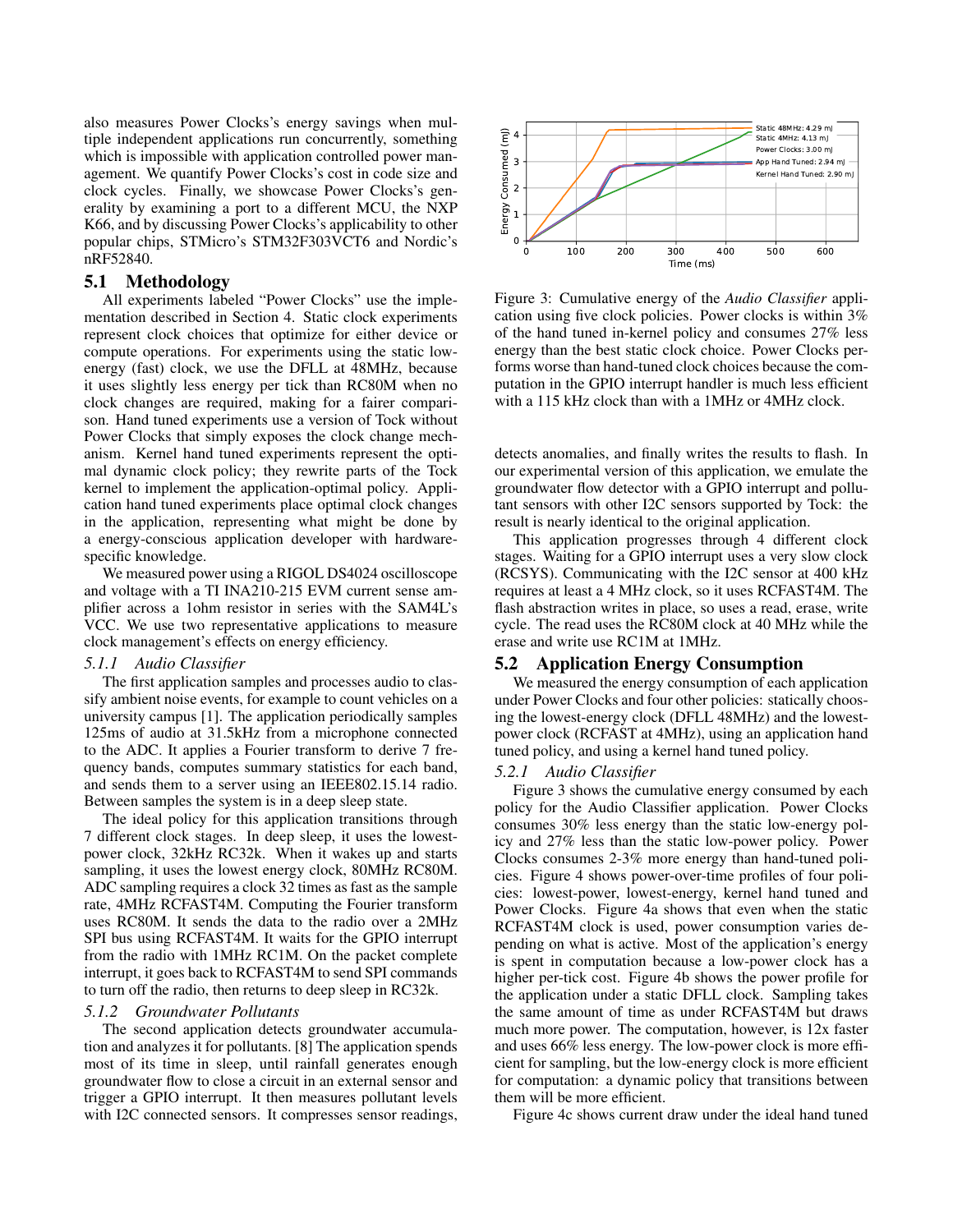also measures Power Clocks's energy savings when multiple independent applications run concurrently, something which is impossible with application controlled power management. We quantify Power Clocks's cost in code size and clock cycles. Finally, we showcase Power Clocks's generality by examining a port to a different MCU, the NXP K66, and by discussing Power Clocks's applicability to other popular chips, STMicro's STM32F303VCT6 and Nordic's nRF52840.

## 5.1 Methodology

All experiments labeled "Power Clocks" use the implementation described in Section 4. Static clock experiments represent clock choices that optimize for either device or compute operations. For experiments using the static low-energy (fast) clock, we use the DFLL at 48MHz, because it uses slightly less energy per tick than RC80M when no clock changes are required, making for a fairer comparison. Hand tuned experiments use a version of Tock without Power Clocks that simply exposes the clock change mechanism. Kernel hand tuned experiments represent the optimal dynamic clock policy; they rewrite parts of the Tock kernel to implement the application-optimal policy. Application hand tuned experiments place optimal clock changes in the application, representing what might be done by a energy-conscious application developer with hardware-specific knowledge.

We measured power using a RIGOL DS4024 oscilloscope and voltage with a TI INA210-215 EVM current sense amplifier across a 1ohm resistor in series with the SAM4L's VCC. We use two representative applications to measure clock management's effects on energy efficiency.

### 5.1.1 *Audio Classifier*

The first application samples and processes audio to classify ambient noise events, for example to count vehicles on a university campus [1]. The application periodically samples 125ms of audio at 31.5kHz from a microphone connected to the ADC. It applies a Fourier transform to derive 7 frequency bands, computes summary statistics for each band, and sends them to a server using an IEEE802.15.14 radio. Between samples the system is in a deep sleep state.

The ideal policy for this application transitions through 7 different clock stages. In deep sleep, it uses the lowest-power clock, 32kHz RC32k. When it wakes up and starts sampling, it uses the lowest energy clock, 80MHz RC80M. ADC sampling requires a clock 32 times as fast as the sample rate, 4MHz RCFAST4M. Computing the Fourier transform uses RC80M. It sends the data to the radio over a 2MHz SPI bus using RCFAST4M. It waits for the GPIO interrupt from the radio with 1MHz RC1M. On the packet complete interrupt, it goes back to RCFAST4M to send SPI commands to turn off the radio, then returns to deep sleep in RC32k.

### 5.1.2 *Groundwater Pollutants*

The second application detects groundwater accumulation and analyzes it for pollutants. [8] The application spends most of its time in sleep, until rainfall generates enough groundwater flow to close a circuit in an external sensor and trigger a GPIO interrupt. It then measures pollutant levels with I2C connected sensors. It compresses sensor readings, detects anomalies, and finally writes the results to flash. In our experimental version of this application, we emulate the groundwater flow detector with a GPIO interrupt and pollutant sensors with other I2C sensors supported by Tock: the result is nearly identical to the original application.

This application progresses through 4 different clock stages. Waiting for a GPIO interrupt uses a very slow clock (RCSYS). Communicating with the I2C sensor at 400 kHz requires at least a 4 MHz clock, so it uses RCFAST4M. The flash abstraction writes in place, so uses a read, erase, write cycle. The read uses the RC80M clock at 40 MHz while the erase and write use RC1M at 1MHz.

Figure 3: Cumulative energy of the *Audio Classifier* application using five clock policies. Power clocks is within 3% of the hand tuned in-kernel policy and consumes 27% less energy than the best static clock choice. Power Clocks performs worse than hand-tuned clock choices because the computation in the GPIO interrupt handler is much less efficient with a 115 kHz clock than with a 1MHz or 4MHz clock.

## 5.2 Application Energy Consumption

We measured the energy consumption of each application under Power Clocks and four other policies: statically choosing the lowest-energy clock (DFLL 48MHz) and the lowest-power clock (RCFAST at 4MHz), using an application hand tuned policy, and using a kernel hand tuned policy.

### 5.2.1 *Audio Classifier*

Figure 3 shows the cumulative energy consumed by each policy for the Audio Classifier application. Power Clocks consumes 30% less energy than the static low-energy policy and 27% less than the static low-power policy. Power Clocks consumes 2-3% more energy than hand-tuned policies. Figure 4 shows power-over-time profiles of four policies: lowest-power, lowest-energy, kernel hand tuned and Power Clocks. Figure 4a shows that even when the static RCFAST4M clock is used, power consumption varies depending on what is active. Most of the application's energy is spent in computation because a low-power clock has a higher per-tick cost. Figure 4b shows the power profile for the application under a static DFLL clock. Sampling takes the same amount of time as under RCFAST4M but draws much more power. The computation, however, is 12x faster and uses 66% less energy. The low-power clock is more efficient for sampling, but the low-energy clock is more efficient for computation: a dynamic policy that transitions between them will be more efficient.

Figure 4c shows current draw under the ideal hand tuned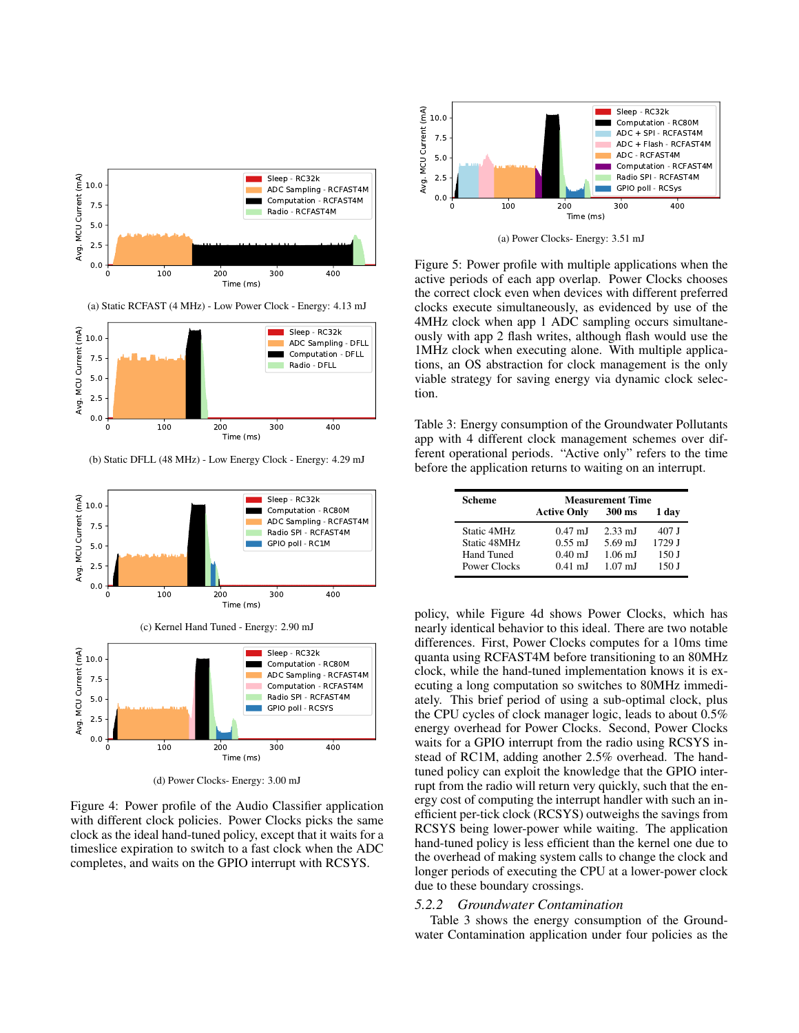(a) Static RCFAST (4 MHz) - Low Power Clock - Energy: 4.13 mJ

(b) Static DFLL (48 MHz) - Low Energy Clock - Energy: 4.29 mJ

(c) Kernel Hand Tuned - Energy: 2.90 mJ

(d) Power Clocks- Energy: 3.00 mJ

Figure 4: Power profile of the Audio Classifier application with different clock policies. Power Clocks picks the same clock as the ideal hand-tuned policy, except that it waits for a timeslice expiration to switch to a fast clock when the ADC completes, and waits on the GPIO interrupt with RCSYS.

(a) Power Clocks- Energy: 3.51 mJ

Figure 5: Power profile with multiple applications when the active periods of each app overlap. Power Clocks chooses the correct clock even when devices with different preferred clocks execute simultaneously, as evidenced by use of the 4MHz clock when app 1 ADC sampling occurs simultaneously with app 2 flash writes, although flash would use the 1MHz clock when executing alone. With multiple applications, an OS abstraction for clock management is the only viable strategy for saving energy via dynamic clock selection.

Table 3: Energy consumption of the Groundwater Pollutants app with 4 different clock management schemes over different operational periods. "Active only" refers to the time before the application returns to waiting on an interrupt.

| Scheme | Measurement Time | | |
|---|---|---|---|
| | Active Only | 300 ms | 1 day |
| Static 4MHz | 0.47 mJ | 2.33 mJ | 407 J |
| Static 48MHz | 0.55 mJ | 5.69 mJ | 1729 J |
| Hand Tuned | 0.40 mJ | 1.06 mJ | 150 J |
| Power Clocks | 0.41 mJ | 1.07 mJ | 150 J |

policy, while Figure 4d shows Power Clocks, which has nearly identical behavior to this ideal. There are two notable differences. First, Power Clocks computes for a 10ms time quanta using RCFAST4M before transitioning to an 80MHz clock, while the hand-tuned implementation knows it is executing a long computation so switches to 80MHz immediately. This brief period of using a sub-optimal clock, plus the CPU cycles of clock manager logic, leads to about 0.5% energy overhead for Power Clocks. Second, Power Clocks waits for a GPIO interrupt from the radio using RCSYS instead of RC1M, adding another 2.5% overhead. The hand-tuned policy can exploit the knowledge that the GPIO interrupt from the radio will return very quickly, such that the energy cost of computing the interrupt handler with such an inefficient per-tick clock (RCSYS) outweighs the savings from RCSYS being lower-power while waiting. The application hand-tuned policy is less efficient than the kernel one due to the overhead of making system calls to change the clock and longer periods of executing the CPU at a lower-power clock due to these boundary crossings.

### 5.2.2 *Groundwater Contamination*

Table 3 shows the energy consumption of the Groundwater Contamination application under four policies as the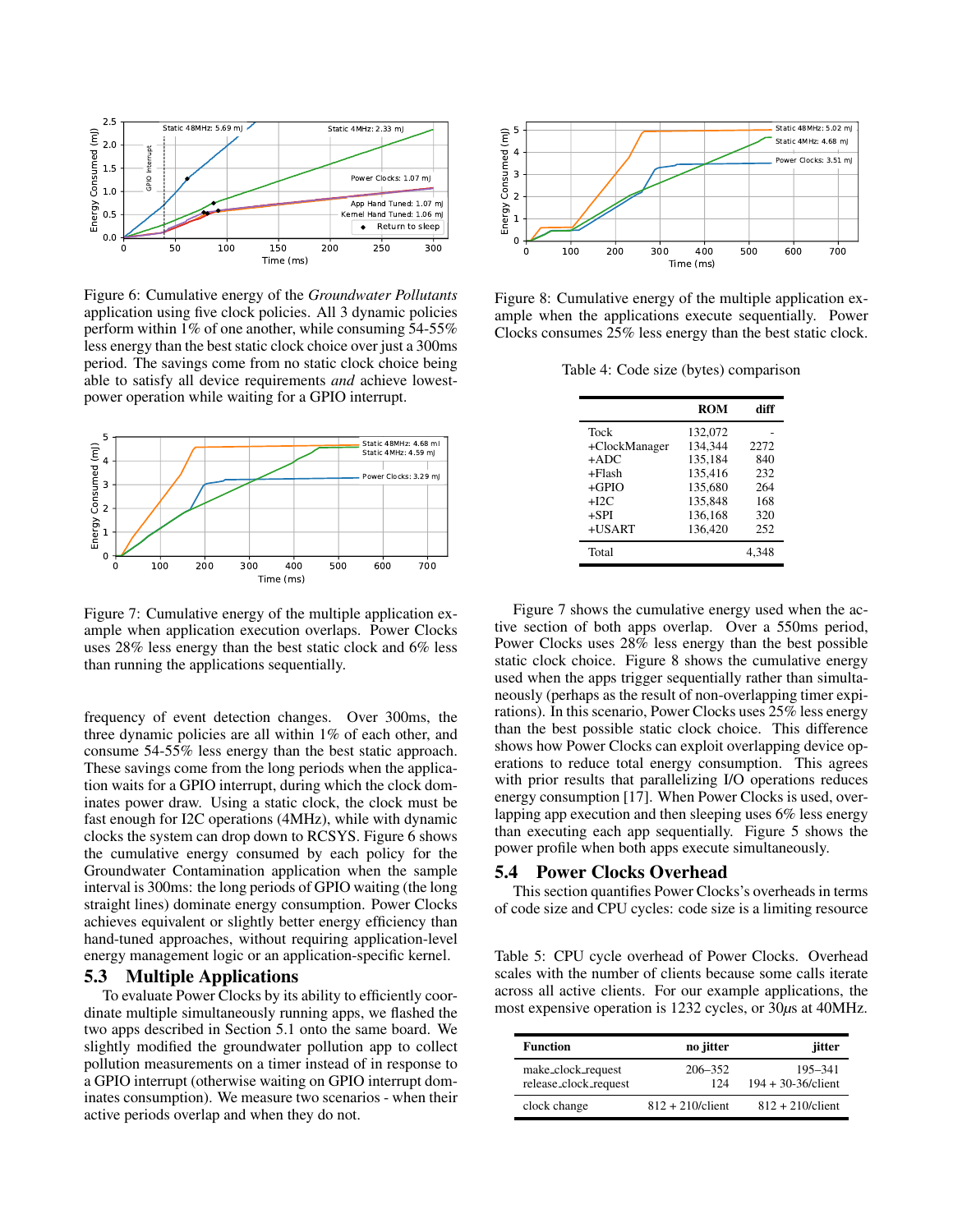Figure 6: Cumulative energy of the *Groundwater Pollutants* application using five clock policies. All 3 dynamic policies perform within 1% of one another, while consuming 54-55% less energy than the best static clock choice over just a 300ms period. The savings come from no static clock choice being able to satisfy all device requirements *and* achieve lowest-power operation while waiting for a GPIO interrupt.

Figure 7: Cumulative energy of the multiple application example when application execution overlaps. Power Clocks uses 28% less energy than the best static clock and 6% less than running the applications sequentially.

frequency of event detection changes. Over 300ms, the three dynamic policies are all within 1% of each other, and consume 54-55% less energy than the best static approach. These savings come from the long periods when the application waits for a GPIO interrupt, during which the clock dominates power draw. Using a static clock, the clock must be fast enough for I2C operations (4MHz), while with dynamic clocks the system can drop down to RCSYS. Figure 6 shows the cumulative energy consumed by each policy for the Groundwater Contamination application when the sample interval is 300ms: the long periods of GPIO waiting (the long straight lines) dominate energy consumption. Power Clocks achieves equivalent or slightly better energy efficiency than hand-tuned approaches, without requiring application-level energy management logic or an application-specific kernel.

## 5.3 Multiple Applications

To evaluate Power Clocks by its ability to efficiently coordinate multiple simultaneously running apps, we flashed the two apps described in Section 5.1 onto the same board. We slightly modified the groundwater pollution app to collect pollution measurements on a timer instead of in response to a GPIO interrupt (otherwise waiting on GPIO interrupt dominates consumption). We measure two scenarios - when their active periods overlap and when they do not.

Figure 8: Cumulative energy of the multiple application example when the applications execute sequentially. Power Clocks consumes 25% less energy than the best static clock.

Table 4: Code size (bytes) comparison

| | ROM | diff |
|---|---|---|
| Tock | 132,072 | - |
| +ClockManager | 134,344 | 2272 |
| +ADC | 135,184 | 840 |
| +Flash | 135,416 | 232 |
| +GPIO | 135,680 | 264 |
| +I2C | 135,848 | 168 |
| +SPI | 136,168 | 320 |
| +USART | 136,420 | 252 |
| Total | | 4,348 |

Figure 7 shows the cumulative energy used when the active section of both apps overlap. Over a 550ms period, Power Clocks uses 28% less energy than the best possible static clock choice. Figure 8 shows the cumulative energy used when the apps trigger sequentially rather than simultaneously (perhaps as the result of non-overlapping timer expirations). In this scenario, Power Clocks uses 25% less energy than the best possible static clock choice. This difference shows how Power Clocks can exploit overlapping device operations to reduce total energy consumption. This agrees with prior results that parallelizing I/O operations reduces energy consumption [17]. When Power Clocks is used, overlapping app execution and then sleeping uses 6% less energy than executing each app sequentially. Figure 5 shows the power profile when both apps execute simultaneously.

## 5.4 Power Clocks Overhead

This section quantifies Power Clocks's overheads in terms of code size and CPU cycles: code size is a limiting resource

Table 5: CPU cycle overhead of Power Clocks. Overhead scales with the number of clients because some calls iterate across all active clients. For our example applications, the most expensive operation is 1232 cycles, or 30$\mu$s at 40MHz.

| Function | no jitter | jitter |
|---|---|---|
| make_clock_request | 206–352 | 195–341 |
| release_clock_request | 124 | 194 + 30-36/client |
| clock change | 812 + 210/client | 812 + 210/client |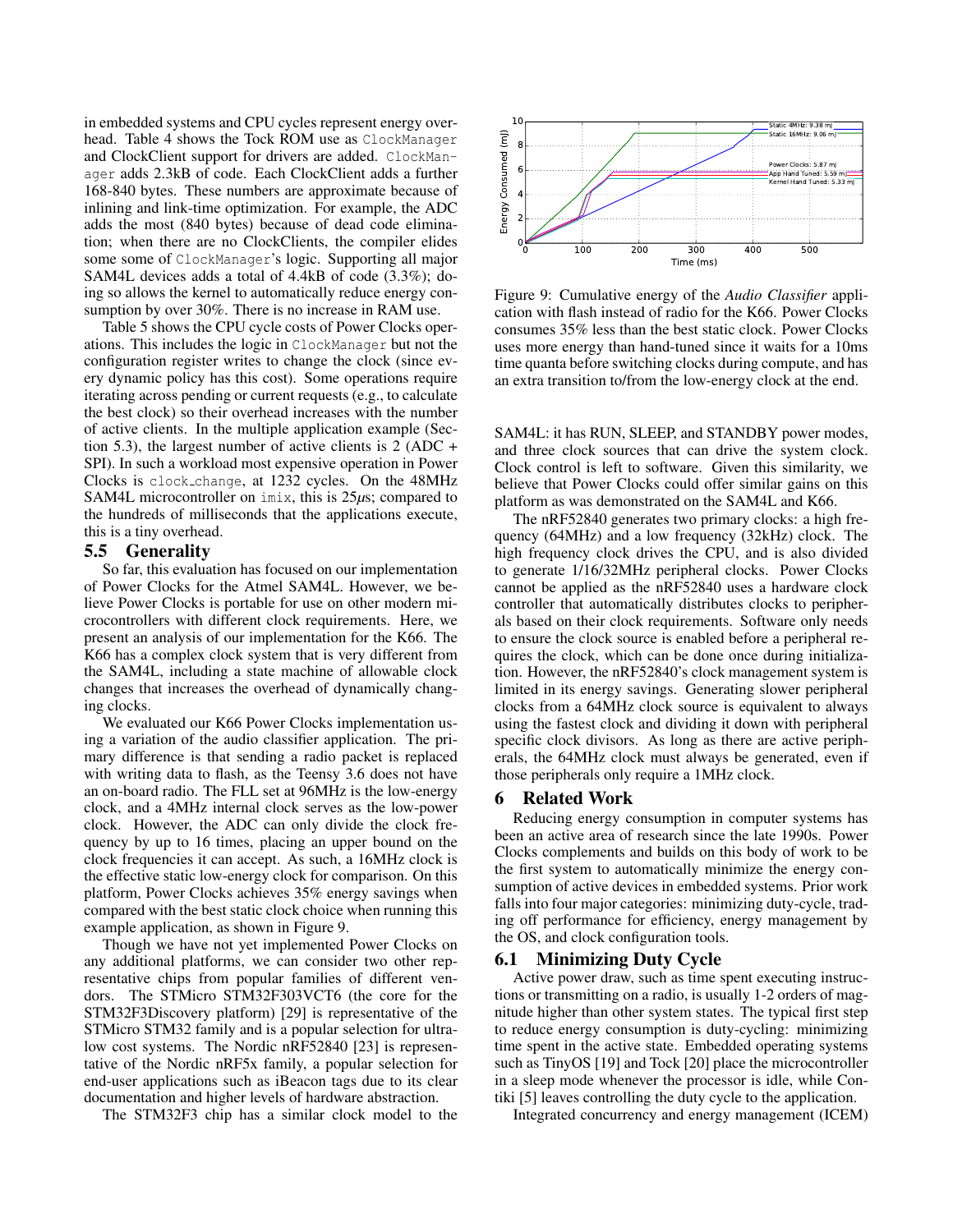in embedded systems and CPU cycles represent energy overhead. Table 4 shows the Tock ROM use as ClockManager and ClockClient support for drivers are added. ClockManager adds 2.3kB of code. Each ClockClient adds a further 168-840 bytes. These numbers are approximate because of inlining and link-time optimization. For example, the ADC adds the most (840 bytes) because of dead code elimination; when there are no ClockClients, the compiler elides some some of ClockManager's logic. Supporting all major SAM4L devices adds a total of 4.4kB of code (3.3%); doing so allows the kernel to automatically reduce energy consumption by over 30%. There is no increase in RAM use.

Table 5 shows the CPU cycle costs of Power Clocks operations. This includes the logic in ClockManager but not the configuration register writes to change the clock (since every dynamic policy has this cost). Some operations require iterating across pending or current requests (e.g., to calculate the best clock) so their overhead increases with the number of active clients. In the multiple application example (Section 5.3), the largest number of active clients is 2 (ADC + SPI). In such a workload most expensive operation in Power Clocks is clock_change, at 1232 cycles. On the 48MHz SAM4L microcontroller on imix, this is 25$\mu$s; compared to the hundreds of milliseconds that the applications execute, this is a tiny overhead.

### 5.5 Generality

So far, this evaluation has focused on our implementation of Power Clocks for the Atmel SAM4L. However, we believe Power Clocks is portable for use on other modern microcontrollers with different clock requirements. Here, we present an analysis of our implementation for the K66. The K66 has a complex clock system that is very different from the SAM4L, including a state machine of allowable clock changes that increases the overhead of dynamically changing clocks.

We evaluated our K66 Power Clocks implementation using a variation of the audio classifier application. The primary difference is that sending a radio packet is replaced with writing data to flash, as the Teensy 3.6 does not have an on-board radio. The FLL set at 96MHz is the low-energy clock, and a 4MHz internal clock serves as the low-power clock. However, the ADC can only divide the clock frequency by up to 16 times, placing an upper bound on the clock frequencies it can accept. As such, a 16MHz clock is the effective static low-energy clock for comparison. On this platform, Power Clocks achieves 35% energy savings when compared with the best static clock choice when running this example application, as shown in Figure 9.

Though we have not yet implemented Power Clocks on any additional platforms, we can consider two other representative chips from popular families of different vendors. The STMicro STM32F303VCT6 (the core for the STM32F3Discovery platform) [29] is representative of the STMicro STM32 family and is a popular selection for ultra-low cost systems. The Nordic nRF52840 [23] is representative of the Nordic nRF5x family, a popular selection for end-user applications such as iBeacon tags due to its clear documentation and higher levels of hardware abstraction.

The STM32F3 chip has a similar clock model to the

Figure 9: Cumulative energy of the *Audio Classifier* application with flash instead of radio for the K66. Power Clocks consumes 35% less than the best static clock. Power Clocks uses more energy than hand-tuned since it waits for a 10ms time quanta before switching clocks during compute, and has an extra transition to/from the low-energy clock at the end.

SAM4L: it has RUN, SLEEP, and STANDBY power modes, and three clock sources that can drive the system clock. Clock control is left to software. Given this similarity, we believe that Power Clocks could offer similar gains on this platform as was demonstrated on the SAM4L and K66.

The nRF52840 generates two primary clocks: a high frequency (64MHz) and a low frequency (32kHz) clock. The high frequency clock drives the CPU, and is also divided to generate 1/16/32MHz peripheral clocks. Power Clocks cannot be applied as the nRF52840 uses a hardware clock controller that automatically distributes clocks to peripherals based on their clock requirements. Software only needs to ensure the clock source is enabled before a peripheral requires the clock, which can be done once during initialization. However, the nRF52840's clock management system is limited in its energy savings. Generating slower peripheral clocks from a 64MHz clock source is equivalent to always using the fastest clock and dividing it down with peripheral specific clock divisors. As long as there are active peripherals, the 64MHz clock must always be generated, even if those peripherals only require a 1MHz clock.

## 6 Related Work

Reducing energy consumption in computer systems has been an active area of research since the late 1990s. Power Clocks complements and builds on this body of work to be the first system to automatically minimize the energy consumption of active devices in embedded systems. Prior work falls into four major categories: minimizing duty-cycle, trading off performance for efficiency, energy management by the OS, and clock configuration tools.

### 6.1 Minimizing Duty Cycle

Active power draw, such as time spent executing instructions or transmitting on a radio, is usually 1-2 orders of magnitude higher than other system states. The typical first step to reduce energy consumption is duty-cycling: minimizing time spent in the active state. Embedded operating systems such as TinyOS [19] and Tock [20] place the microcontroller in a sleep mode whenever the processor is idle, while Contiki [5] leaves controlling the duty cycle to the application.

Integrated concurrency and energy management (ICEM)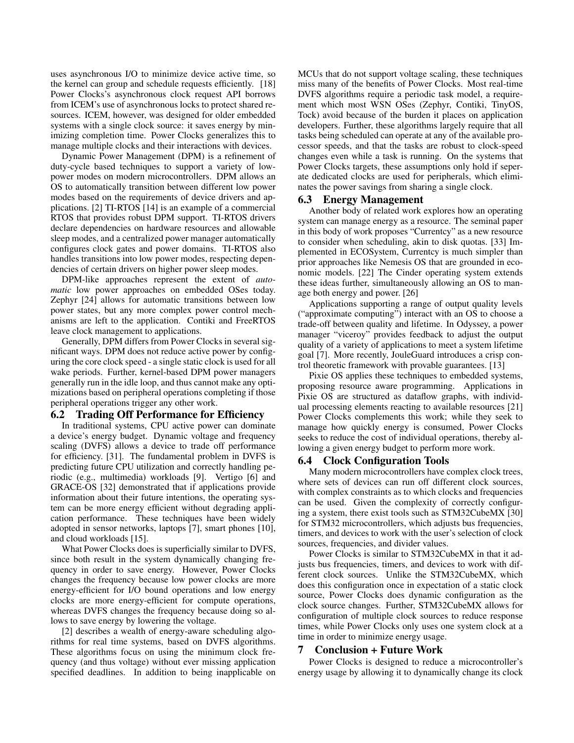uses asynchronous I/O to minimize device active time, so the kernel can group and schedule requests efficiently. [18] Power Clocks's asynchronous clock request API borrows from ICEM's use of asynchronous locks to protect shared resources. ICEM, however, was designed for older embedded systems with a single clock source: it saves energy by minimizing completion time. Power Clocks generalizes this to manage multiple clocks and their interactions with devices.

Dynamic Power Management (DPM) is a refinement of duty-cycle based techniques to support a variety of low-power modes on modern microcontrollers. DPM allows an OS to automatically transition between different low power modes based on the requirements of device drivers and applications. [2] TI-RTOS [14] is an example of a commercial RTOS that provides robust DPM support. TI-RTOS drivers declare dependencies on hardware resources and allowable sleep modes, and a centralized power manager automatically configures clock gates and power domains. TI-RTOS also handles transitions into low power modes, respecting dependencies of certain drivers on higher power sleep modes.

DPM-like approaches represent the extent of *automatic* low power approaches on embedded OSes today. Zephyr [24] allows for automatic transitions between low power states, but any more complex power control mechanisms are left to the application. Contiki and FreeRTOS leave clock management to applications.

Generally, DPM differs from Power Clocks in several significant ways. DPM does not reduce active power by configuring the core clock speed - a single static clock is used for all wake periods. Further, kernel-based DPM power managers generally run in the idle loop, and thus cannot make any optimizations based on peripheral operations completing if those peripheral operations trigger any other work.

## 6.2 Trading Off Performance for Efficiency

In traditional systems, CPU active power can dominate a device's energy budget. Dynamic voltage and frequency scaling (DVFS) allows a device to trade off performance for efficiency. [31]. The fundamental problem in DVFS is predicting future CPU utilization and correctly handling periodic (e.g., multimedia) workloads [9]. Vertigo [6] and GRACE-OS [32] demonstrated that if applications provide information about their future intentions, the operating system can be more energy efficient without degrading application performance. These techniques have been widely adopted in sensor networks, laptops [7], smart phones [10], and cloud workloads [15].

What Power Clocks does is superficially similar to DVFS, since both result in the system dynamically changing frequency in order to save energy. However, Power Clocks changes the frequency because low power clocks are more energy-efficient for I/O bound operations and low energy clocks are more energy-efficient for compute operations, whereas DVFS changes the frequency because doing so allows to save energy by lowering the voltage.

[2] describes a wealth of energy-aware scheduling algorithms for real time systems, based on DVFS algorithms. These algorithms focus on using the minimum clock frequency (and thus voltage) without ever missing application specified deadlines. In addition to being inapplicable on MCUs that do not support voltage scaling, these techniques miss many of the benefits of Power Clocks. Most real-time DVFS algorithms require a periodic task model, a requirement which most WSN OSes (Zephyr, Contiki, TinyOS, Tock) avoid because of the burden it places on application developers. Further, these algorithms largely require that all tasks being scheduled can operate at any of the available processor speeds, and that the tasks are robust to clock-speed changes even while a task is running. On the systems that Power Clocks targets, these assumptions only hold if seperate dedicated clocks are used for peripherals, which eliminates the power savings from sharing a single clock.

## 6.3 Energy Management

Another body of related work explores how an operating system can manage energy as a resource. The seminal paper in this body of work proposes "Currentcy" as a new resource to consider when scheduling, akin to disk quotas. [33] Implemented in ECOSystem, Currentcy is much simpler than prior approaches like Nemesis OS that are grounded in economic models. [22] The Cinder operating system extends these ideas further, simultaneously allowing an OS to manage both energy and power. [26]

Applications supporting a range of output quality levels ("approximate computing") interact with an OS to choose a trade-off between quality and lifetime. In Odyssey, a power manager "viceroy" provides feedback to adjust the output quality of a variety of applications to meet a system lifetime goal [7]. More recently, JouleGuard introduces a crisp control theoretic framework with provable guarantees. [13]

Pixie OS applies these techniques to embedded systems, proposing resource aware programming. Applications in Pixie OS are structured as dataflow graphs, with individual processing elements reacting to available resources [21] Power Clocks complements this work; while they seek to manage how quickly energy is consumed, Power Clocks seeks to reduce the cost of individual operations, thereby allowing a given energy budget to perform more work.

## 6.4 Clock Configuration Tools

Many modern microcontrollers have complex clock trees, where sets of devices can run off different clock sources, with complex constraints as to which clocks and frequencies can be used. Given the complexity of correctly configuring a system, there exist tools such as STM32CubeMX [30] for STM32 microcontrollers, which adjusts bus frequencies, timers, and devices to work with the user's selection of clock sources, frequencies, and divider values.

Power Clocks is similar to STM32CubeMX in that it adjusts bus frequencies, timers, and devices to work with different clock sources. Unlike the STM32CubeMX, which does this configuration once in expectation of a static clock source, Power Clocks does dynamic configuration as the clock source changes. Further, STM32CubeMX allows for configuration of multiple clock sources to reduce response times, while Power Clocks only uses one system clock at a time in order to minimize energy usage.

# 7 Conclusion + Future Work

Power Clocks is designed to reduce a microcontroller's energy usage by allowing it to dynamically change its clock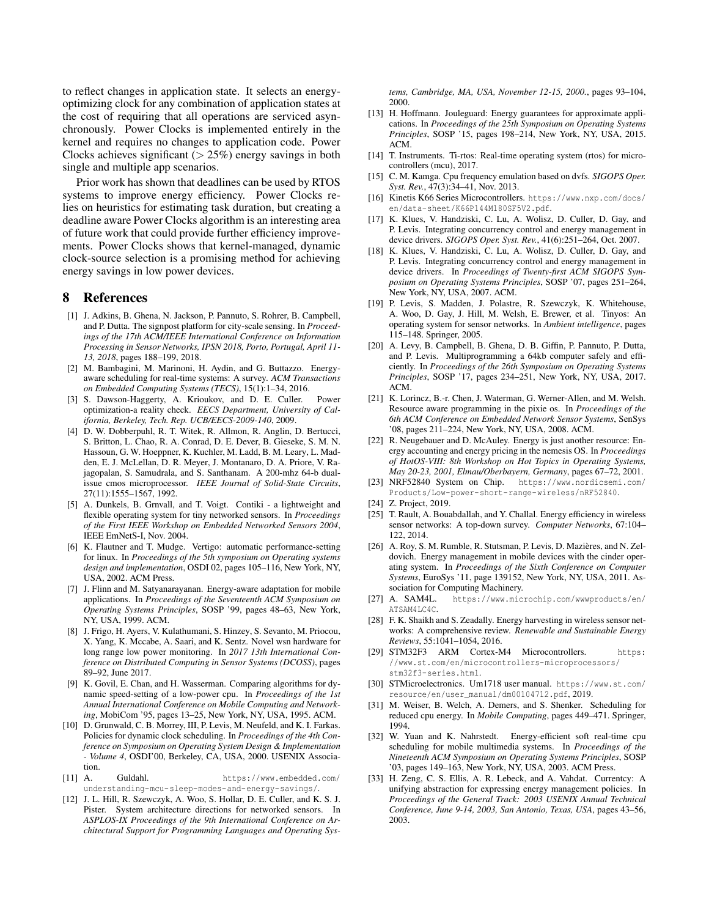to reflect changes in application state. It selects an energy-optimizing clock for any combination of application states at the cost of requiring that all operations are serviced asynchronously. Power Clocks is implemented entirely in the kernel and requires no changes to application code. Power Clocks achieves significant ($> 25\%$) energy savings in both single and multiple app scenarios.

Prior work has shown that deadlines can be used by RTOS systems to improve energy efficiency. Power Clocks relies on heuristics for estimating task duration, but creating a deadline aware Power Clocks algorithm is an interesting area of future work that could provide further efficiency improvements. Power Clocks shows that kernel-managed, dynamic clock-source selection is a promising method for achieving energy savings in low power devices.

# 8 References

[1] J. Adkins, B. Ghena, N. Jackson, P. Pannuto, S. Rohrer, B. Campbell, and P. Dutta. The signpost platform for city-scale sensing. In *Proceedings of the 17th ACM/IEEE International Conference on Information Processing in Sensor Networks, IPSN 2018, Porto, Portugal, April 11-13, 2018*, pages 188–199, 2018.

[2] M. Bambagini, M. Marinoni, H. Aydin, and G. Buttazzo. Energy-aware scheduling for real-time systems: A survey. *ACM Transactions on Embedded Computing Systems (TECS)*, 15(1):1–34, 2016.

[3] S. Dawson-Haggerty, A. Krioukov, and D. E. Culler. Power optimization-a reality check. *EECS Department, University of California, Berkeley, Tech. Rep. UCB/EECS-2009-140*, 2009.

[4] D. W. Dobberpuhl, R. T. Witek, R. Allmon, R. Anglin, D. Bertucci, S. Britton, L. Chao, R. A. Conrad, D. E. Dever, B. Gieseke, S. M. N. Hassoun, G. W. Hoeppner, K. Kuchler, M. Ladd, B. M. Leary, L. Madden, E. J. McLellan, D. R. Meyer, J. Montanaro, D. A. Priore, V. Rajagopalan, S. Samudrala, and S. Santhanam. A 200-mhz 64-b dual-issue cmos microprocessor. *IEEE Journal of Solid-State Circuits*, 27(11):1555–1567, 1992.

[5] A. Dunkels, B. Grnvall, and T. Voigt. Contiki - a lightweight and flexible operating system for tiny networked sensors. In *Proceedings of the First IEEE Workshop on Embedded Networked Sensors 2004*, IEEE EmNetS-I, Nov. 2004.

[6] K. Flautner and T. Mudge. Vertigo: automatic performance-setting for linux. In *Proceedings of the 5th symposium on Operating systems design and implementation*, OSDI 02, pages 105–116, New York, NY, USA, 2002. ACM Press.

[7] J. Flinn and M. Satyanarayanan. Energy-aware adaptation for mobile applications. In *Proceedings of the Seventeenth ACM Symposium on Operating Systems Principles*, SOSP '99, pages 48–63, New York, NY, USA, 1999. ACM.

[8] J. Frigo, H. Ayers, V. Kulathumani, S. Hinzey, S. Sevanto, M. Priocou, X. Yang, K. Mccabe, A. Saari, and K. Sentz. Novel wsn hardware for long range low power monitoring. In *2017 13th International Conference on Distributed Computing in Sensor Systems (DCOSS)*, pages 89–92, June 2017.

[9] K. Govil, E. Chan, and H. Wasserman. Comparing algorithms for dynamic speed-setting of a low-power cpu. In *Proceedings of the 1st Annual International Conference on Mobile Computing and Networking*, MobiCom '95, pages 13–25, New York, NY, USA, 1995. ACM.

[10] D. Grunwald, C. B. Morrey, III, P. Levis, M. Neufeld, and K. I. Farkas. Policies for dynamic clock scheduling. In *Proceedings of the 4th Conference on Symposium on Operating System Design & Implementation - Volume 4*, OSDI'00, Berkeley, CA, USA, 2000. USENIX Association.

[11] A. Guldahl. https://www.embedded.com/understanding-mcu-sleep-modes-and-energy-savings/.

[12] J. L. Hill, R. Szewczyk, A. Woo, S. Hollar, D. E. Culler, and K. S. J. Pister. System architecture directions for networked sensors. In *ASPLOS-IX Proceedings of the 9th International Conference on Architectural Support for Programming Languages and Operating Systems, Cambridge, MA, USA, November 12-15, 2000.*, pages 93–104, 2000.

[13] H. Hoffmann. Jouleguard: Energy guarantees for approximate applications. In *Proceedings of the 25th Symposium on Operating Systems Principles*, SOSP '15, pages 198–214, New York, NY, USA, 2015. ACM.

[14] T. Instruments. Ti-rtos: Real-time operating system (rtos) for microcontrollers (mcu), 2017.

[15] C. M. Kamga. Cpu frequency emulation based on dvfs. *SIGOPS Oper. Syst. Rev.*, 47(3):34–41, Nov. 2013.

[16] Kinetis K66 Series Microcontrollers. https://www.nxp.com/docs/en/data-sheet/K66P144M180SF5V2.pdf.

[17] K. Klues, V. Handziski, C. Lu, A. Wolisz, D. Culler, D. Gay, and P. Levis. Integrating concurrency control and energy management in device drivers. *SIGOPS Oper. Syst. Rev.*, 41(6):251–264, Oct. 2007.

[18] K. Klues, V. Handziski, C. Lu, A. Wolisz, D. Culler, D. Gay, and P. Levis. Integrating concurrency control and energy management in device drivers. In *Proceedings of Twenty-first ACM SIGOPS Symposium on Operating Systems Principles*, SOSP '07, pages 251–264, New York, NY, USA, 2007. ACM.

[19] P. Levis, S. Madden, J. Polastre, R. Szewczyk, K. Whitehouse, A. Woo, D. Gay, J. Hill, M. Welsh, E. Brewer, et al. Tinyos: An operating system for sensor networks. In *Ambient intelligence*, pages 115–148. Springer, 2005.

[20] A. Levy, B. Campbell, B. Ghena, D. B. Giffin, P. Pannuto, P. Dutta, and P. Levis. Multiprogramming a 64kb computer safely and efficiently. In *Proceedings of the 26th Symposium on Operating Systems Principles*, SOSP '17, pages 234–251, New York, NY, USA, 2017. ACM.

[21] K. Lorincz, B.-r. Chen, J. Waterman, G. Werner-Allen, and M. Welsh. Resource aware programming in the pixie os. In *Proceedings of the 6th ACM Conference on Embedded Network Sensor Systems*, SenSys '08, pages 211–224, New York, NY, USA, 2008. ACM.

[22] R. Neugebauer and D. McAuley. Energy is just another resource: Energy accounting and energy pricing in the nemesis OS. In *Proceedings of HotOS-VIII: 8th Workshop on Hot Topics in Operating Systems, May 20-23, 2001, Elmau/Oberbayern, Germany*, pages 67–72, 2001.

[23] NRF52840 System on Chip. https://www.nordicsemi.com/Products/Low-power-short-range-wireless/nRF52840.

[24] Z. Project, 2019.

[25] T. Rault, A. Bouabdallah, and Y. Challal. Energy efficiency in wireless sensor networks: A top-down survey. *Computer Networks*, 67:104–122, 2014.

[26] A. Roy, S. M. Rumble, R. Stutsman, P. Levis, D. Mazières, and N. Zeldovich. Energy management in mobile devices with the cinder operating system. In *Proceedings of the Sixth Conference on Computer Systems*, EuroSys '11, page 139152, New York, NY, USA, 2011. Association for Computing Machinery.

[27] A. SAM4L. https://www.microchip.com/wwwproducts/en/ATSAM4LC4C.

[28] F. K. Shaikh and S. Zeadally. Energy harvesting in wireless sensor networks: A comprehensive review. *Renewable and Sustainable Energy Reviews*, 55:1041–1054, 2016.

[29] STM32F3 ARM Cortex-M4 Microcontrollers. https://www.st.com/en/microcontrollers-microprocessors/stm32f3-series.html.

[30] STMicroelectronics. Um1718 user manual. https://www.st.com/resource/en/user_manual/dm00104712.pdf, 2019.

[31] M. Weiser, B. Welch, A. Demers, and S. Shenker. Scheduling for reduced cpu energy. In *Mobile Computing*, pages 449–471. Springer, 1994.

[32] W. Yuan and K. Nahrstedt. Energy-efficient soft real-time cpu scheduling for mobile multimedia systems. In *Proceedings of the Nineteenth ACM Symposium on Operating Systems Principles*, SOSP '03, pages 149–163, New York, NY, USA, 2003. ACM Press.

[33] H. Zeng, C. S. Ellis, A. R. Lebeck, and A. Vahdat. Currentcy: A unifying abstraction for expressing energy management policies. In *Proceedings of the General Track: 2003 USENIX Annual Technical Conference, June 9-14, 2003, San Antonio, Texas, USA*, pages 43–56, 2003.